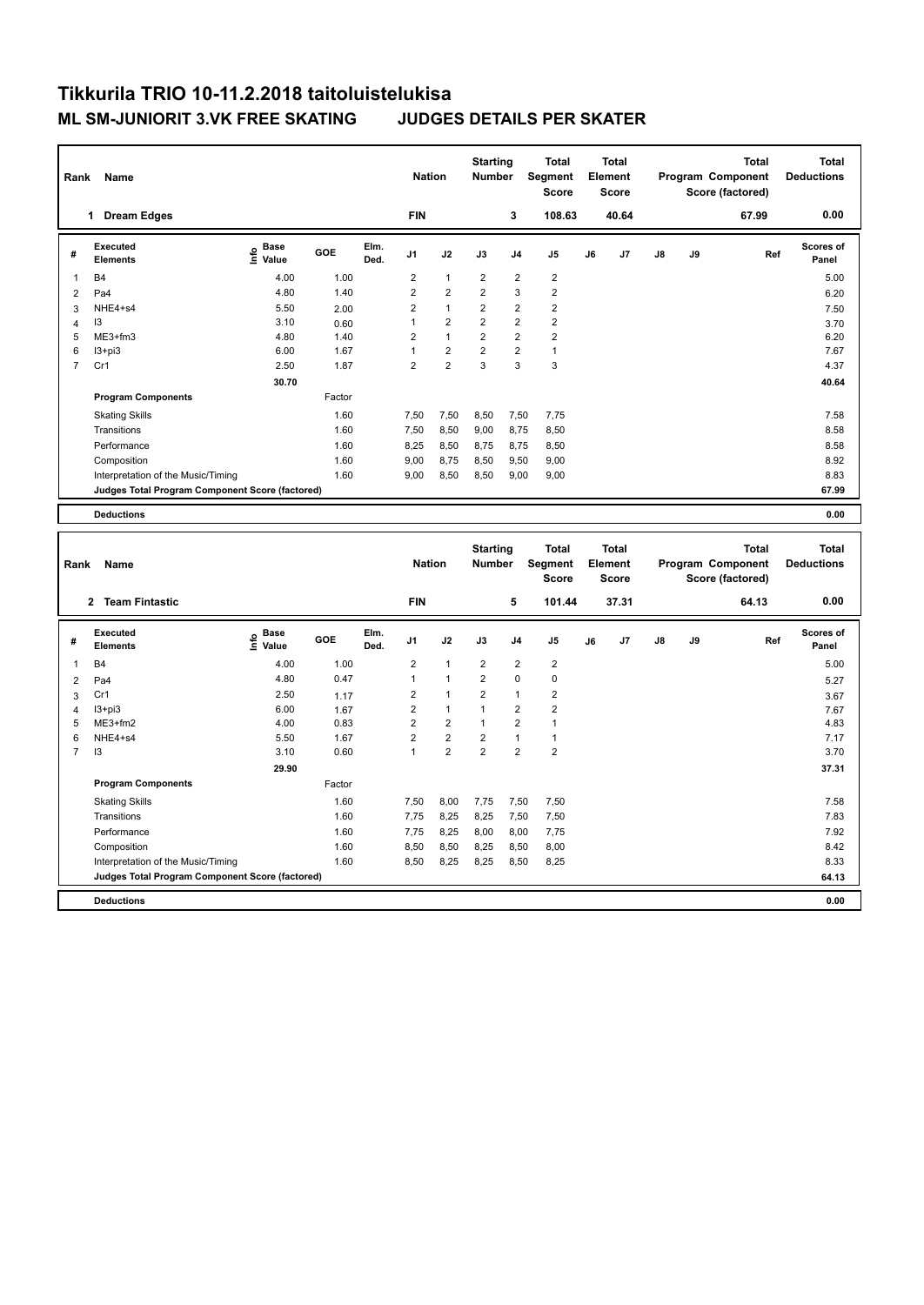# Tikkurila TRIO 10-11.2.2018 taitoluistelukisa

## ML SM-JUNIORIT 3.VK FREE SKATING JUDGES DETAILS PER SKATER

| Rank | Name | Nation | Starting Number | Total Segment Score | Total Element Score | Total Program Component Score (factored) | Total Deductions |
|---|---|---|---|---|---|---|---|
| 1 | Dream Edges | FIN | 3 | 108.63 | 40.64 | 67.99 | 0.00 |

| # | Executed Elements | Info | Base Value | GOE | Elm. Ded. | J1 | J2 | J3 | J4 | J5 | J6 | J7 | J8 | J9 | Ref | Scores of Panel |
|---|---|---|---|---|---|---|---|---|---|---|---|---|---|---|---|---|
| 1 | B4 | | 4.00 | 1.00 | | 2 | 1 | 2 | 2 | 2 | | | | | | 5.00 |
| 2 | Pa4 | | 4.80 | 1.40 | | 2 | 2 | 2 | 3 | 2 | | | | | | 6.20 |
| 3 | NHE4+s4 | | 5.50 | 2.00 | | 2 | 1 | 2 | 2 | 2 | | | | | | 7.50 |
| 4 | I3 | | 3.10 | 0.60 | | 1 | 2 | 2 | 2 | 2 | | | | | | 3.70 |
| 5 | ME3+fm3 | | 4.80 | 1.40 | | 2 | 1 | 2 | 2 | 2 | | | | | | 6.20 |
| 6 | I3+pi3 | | 6.00 | 1.67 | | 1 | 2 | 2 | 2 | 1 | | | | | | 7.67 |
| 7 | Cr1 | | 2.50 | 1.87 | | 2 | 2 | 3 | 3 | 3 | | | | | | 4.37 |
| | | | 30.70 | | | | | | | | | | | | | 40.64 |
| | **Program Components** | | | Factor | | | | | | | | | | | | |
| | Skating Skills | | | 1.60 | | 7,50 | 7,50 | 8,50 | 7,50 | 7,75 | | | | | | 7.58 |
| | Transitions | | | 1.60 | | 7,50 | 8,50 | 9,00 | 8,75 | 8,50 | | | | | | 8.58 |
| | Performance | | | 1.60 | | 8,25 | 8,50 | 8,75 | 8,75 | 8,50 | | | | | | 8.58 |
| | Composition | | | 1.60 | | 9,00 | 8,75 | 8,50 | 9,50 | 9,00 | | | | | | 8.92 |
| | Interpretation of the Music/Timing | | | 1.60 | | 9,00 | 8,50 | 8,50 | 9,00 | 9,00 | | | | | | 8.83 |
| | Judges Total Program Component Score (factored) | | | | | | | | | | | | | | | 67.99 |
| | **Deductions** | | | | | | | | | | | | | | | 0.00 |

| Rank | Name | Nation | Starting Number | Total Segment Score | Total Element Score | Total Program Component Score (factored) | Total Deductions |
|---|---|---|---|---|---|---|---|
| 2 | Team Fintastic | FIN | 5 | 101.44 | 37.31 | 64.13 | 0.00 |

| # | Executed Elements | Info | Base Value | GOE | Elm. Ded. | J1 | J2 | J3 | J4 | J5 | J6 | J7 | J8 | J9 | Ref | Scores of Panel |
|---|---|---|---|---|---|---|---|---|---|---|---|---|---|---|---|---|
| 1 | B4 | | 4.00 | 1.00 | | 2 | 1 | 2 | 2 | 2 | | | | | | 5.00 |
| 2 | Pa4 | | 4.80 | 0.47 | | 1 | 1 | 2 | 0 | 0 | | | | | | 5.27 |
| 3 | Cr1 | | 2.50 | 1.17 | | 2 | 1 | 2 | 1 | 2 | | | | | | 3.67 |
| 4 | I3+pi3 | | 6.00 | 1.67 | | 2 | 1 | 1 | 2 | 2 | | | | | | 7.67 |
| 5 | ME3+fm2 | | 4.00 | 0.83 | | 2 | 2 | 1 | 2 | 1 | | | | | | 4.83 |
| 6 | NHE4+s4 | | 5.50 | 1.67 | | 2 | 2 | 2 | 1 | 1 | | | | | | 7.17 |
| 7 | I3 | | 3.10 | 0.60 | | 1 | 2 | 2 | 2 | 2 | | | | | | 3.70 |
| | | | 29.90 | | | | | | | | | | | | | 37.31 |
| | **Program Components** | | | Factor | | | | | | | | | | | | |
| | Skating Skills | | | 1.60 | | 7,50 | 8,00 | 7,75 | 7,50 | 7,50 | | | | | | 7.58 |
| | Transitions | | | 1.60 | | 7,75 | 8,25 | 8,25 | 7,50 | 7,50 | | | | | | 7.83 |
| | Performance | | | 1.60 | | 7,75 | 8,25 | 8,00 | 8,00 | 7,75 | | | | | | 7.92 |
| | Composition | | | 1.60 | | 8,50 | 8,50 | 8,25 | 8,50 | 8,00 | | | | | | 8.42 |
| | Interpretation of the Music/Timing | | | 1.60 | | 8,50 | 8,25 | 8,25 | 8,50 | 8,25 | | | | | | 8.33 |
| | Judges Total Program Component Score (factored) | | | | | | | | | | | | | | | 64.13 |
| | **Deductions** | | | | | | | | | | | | | | | 0.00 |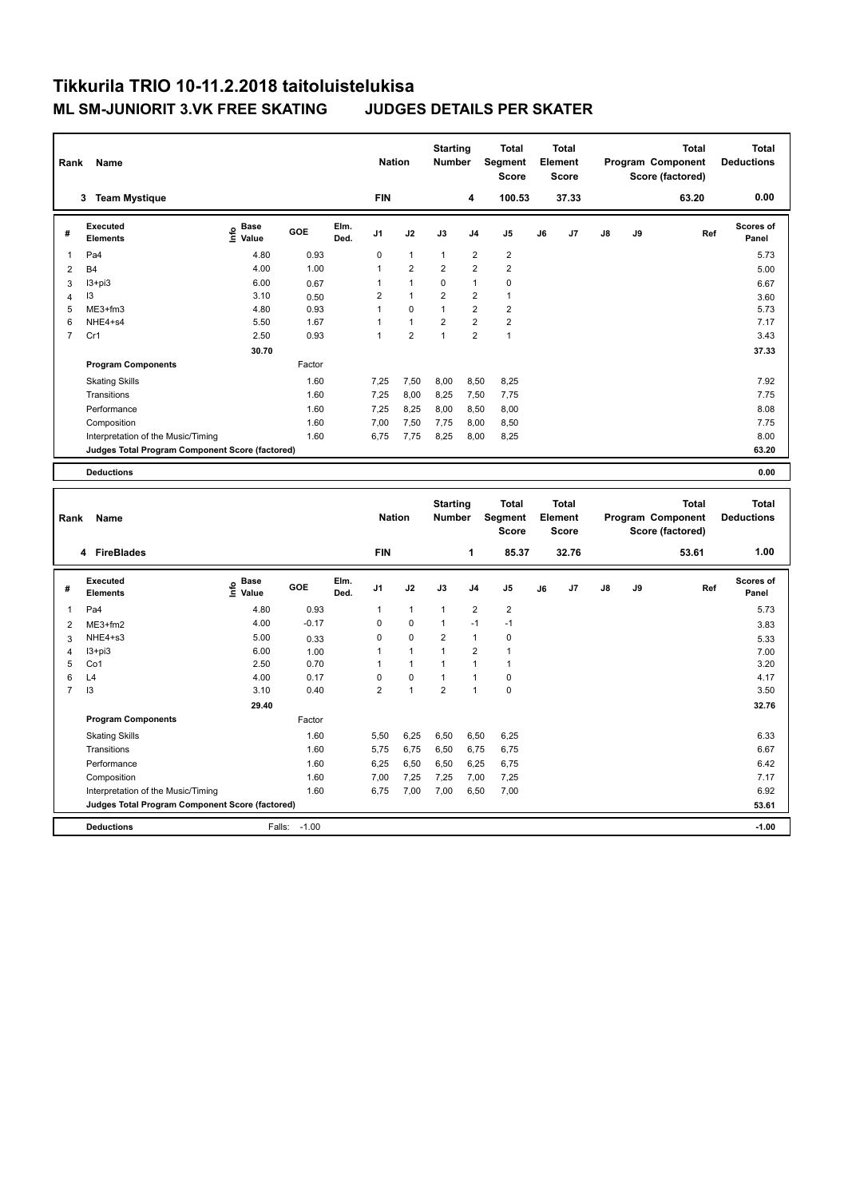# Tikkurila TRIO 10-11.2.2018 taitoluistelukisa

## ML SM-JUNIORIT 3.VK FREE SKATING JUDGES DETAILS PER SKATER

| Rank | Name | Nation | Starting Number | Total Segment Score | Total Element Score | Total Program Component Score (factored) | Total Deductions |
|---|---|---|---|---|---|---|---|
| 3 | Team Mystique | FIN | 4 | 100.53 | 37.33 | 63.20 | 0.00 |

| # | Executed Elements | Info | Base Value | GOE | Elm. Ded. | J1 | J2 | J3 | J4 | J5 | J6 | J7 | J8 | J9 | Ref | Scores of Panel |
|---|---|---|---|---|---|---|---|---|---|---|---|---|---|---|---|---|
| 1 | Pa4 | | 4.80 | 0.93 | | 0 | 1 | 1 | 2 | 2 | | | | | | 5.73 |
| 2 | B4 | | 4.00 | 1.00 | | 1 | 2 | 2 | 2 | 2 | | | | | | 5.00 |
| 3 | I3+pi3 | | 6.00 | 0.67 | | 1 | 1 | 0 | 1 | 0 | | | | | | 6.67 |
| 4 | I3 | | 3.10 | 0.50 | | 2 | 1 | 2 | 2 | 1 | | | | | | 3.60 |
| 5 | ME3+fm3 | | 4.80 | 0.93 | | 1 | 0 | 1 | 2 | 2 | | | | | | 5.73 |
| 6 | NHE4+s4 | | 5.50 | 1.67 | | 1 | 1 | 2 | 2 | 2 | | | | | | 7.17 |
| 7 | Cr1 | | 2.50 | 0.93 | | 1 | 2 | 1 | 2 | 1 | | | | | | 3.43 |
| | | | 30.70 | | | | | | | | | | | | | 37.33 |

| Program Components | Factor | J1 | J2 | J3 | J4 | J5 | J6 | J7 | J8 | J9 | Scores of Panel |
|---|---|---|---|---|---|---|---|---|---|---|---|
| Skating Skills | 1.60 | 7,25 | 7,50 | 8,00 | 8,50 | 8,25 | | | | | 7.92 |
| Transitions | 1.60 | 7,25 | 8,00 | 8,25 | 7,50 | 7,75 | | | | | 7.75 |
| Performance | 1.60 | 7,25 | 8,25 | 8,00 | 8,50 | 8,00 | | | | | 8.08 |
| Composition | 1.60 | 7,00 | 7,50 | 7,75 | 8,00 | 8,50 | | | | | 7.75 |
| Interpretation of the Music/Timing | 1.60 | 6,75 | 7,75 | 8,25 | 8,00 | 8,25 | | | | | 8.00 |
| Judges Total Program Component Score (factored) | | | | | | | | | | | 63.20 |

| Deductions | | 0.00 |
|---|---|---|

| Rank | Name | Nation | Starting Number | Total Segment Score | Total Element Score | Total Program Component Score (factored) | Total Deductions |
|---|---|---|---|---|---|---|---|
| 4 | FireBlades | FIN | 1 | 85.37 | 32.76 | 53.61 | 1.00 |

| # | Executed Elements | Info | Base Value | GOE | Elm. Ded. | J1 | J2 | J3 | J4 | J5 | J6 | J7 | J8 | J9 | Ref | Scores of Panel |
|---|---|---|---|---|---|---|---|---|---|---|---|---|---|---|---|---|
| 1 | Pa4 | | 4.80 | 0.93 | | 1 | 1 | 1 | 2 | 2 | | | | | | 5.73 |
| 2 | ME3+fm2 | | 4.00 | -0.17 | | 0 | 0 | 1 | -1 | -1 | | | | | | 3.83 |
| 3 | NHE4+s3 | | 5.00 | 0.33 | | 0 | 0 | 2 | 1 | 0 | | | | | | 5.33 |
| 4 | I3+pi3 | | 6.00 | 1.00 | | 1 | 1 | 1 | 2 | 1 | | | | | | 7.00 |
| 5 | Co1 | | 2.50 | 0.70 | | 1 | 1 | 1 | 1 | 1 | | | | | | 3.20 |
| 6 | L4 | | 4.00 | 0.17 | | 0 | 0 | 1 | 1 | 0 | | | | | | 4.17 |
| 7 | I3 | | 3.10 | 0.40 | | 2 | 1 | 2 | 1 | 0 | | | | | | 3.50 |
| | | | 29.40 | | | | | | | | | | | | | 32.76 |

| Program Components | Factor | J1 | J2 | J3 | J4 | J5 | J6 | J7 | J8 | J9 | Scores of Panel |
|---|---|---|---|---|---|---|---|---|---|---|---|
| Skating Skills | 1.60 | 5,50 | 6,25 | 6,50 | 6,50 | 6,25 | | | | | 6.33 |
| Transitions | 1.60 | 5,75 | 6,75 | 6,50 | 6,75 | 6,75 | | | | | 6.67 |
| Performance | 1.60 | 6,25 | 6,50 | 6,50 | 6,25 | 6,75 | | | | | 6.42 |
| Composition | 1.60 | 7,00 | 7,25 | 7,25 | 7,00 | 7,25 | | | | | 7.17 |
| Interpretation of the Music/Timing | 1.60 | 6,75 | 7,00 | 7,00 | 6,50 | 7,00 | | | | | 6.92 |
| Judges Total Program Component Score (factored) | | | | | | | | | | | 53.61 |

| Deductions | Falls: -1.00 | -1.00 |
|---|---|---|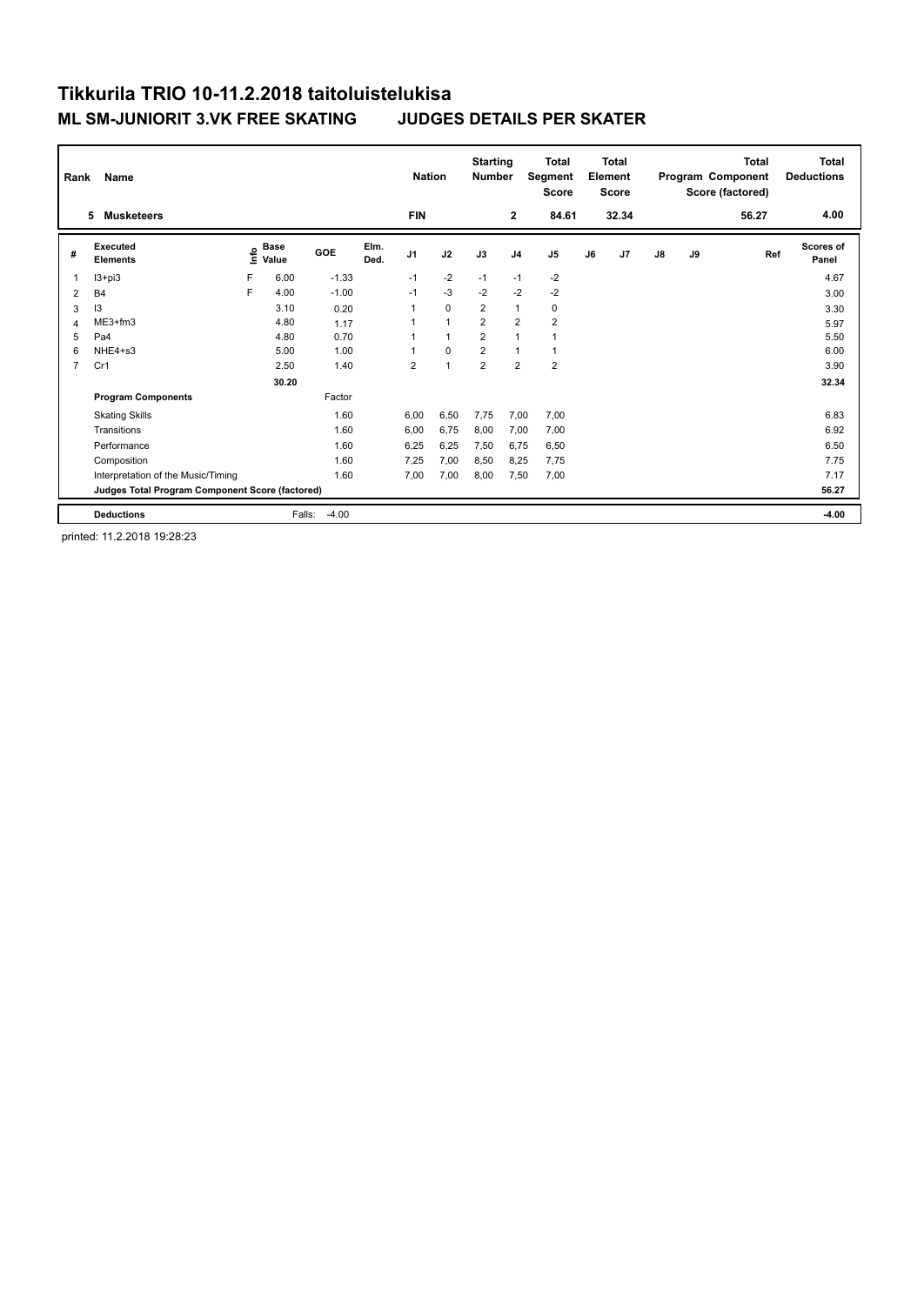# Tikkurila TRIO 10-11.2.2018 taitoluistelukisa

## ML SM-JUNIORIT 3.VK FREE SKATING JUDGES DETAILS PER SKATER

| Rank | Name | Nation | Starting Number | Total Segment Score | Total Element Score | Total Program Component Score (factored) | Total Deductions |
|---|---|---|---|---|---|---|---|
| 5 | Musketeers | FIN | 2 | 84.61 | 32.34 | 56.27 | 4.00 |

| # | Executed Elements | Info | Base Value | GOE | Elm. Ded. | J1 | J2 | J3 | J4 | J5 | J6 | J7 | J8 | J9 | Ref | Scores of Panel |
|---|---|---|---|---|---|---|---|---|---|---|---|---|---|---|---|---|
| 1 | I3+pi3 | F | 6.00 | -1.33 | | -1 | -2 | -1 | -1 | -2 | | | | | | 4.67 |
| 2 | B4 | F | 4.00 | -1.00 | | -1 | -3 | -2 | -2 | -2 | | | | | | 3.00 |
| 3 | I3 | | 3.10 | 0.20 | | 1 | 0 | 2 | 1 | 0 | | | | | | 3.30 |
| 4 | ME3+fm3 | | 4.80 | 1.17 | | 1 | 1 | 2 | 2 | 2 | | | | | | 5.97 |
| 5 | Pa4 | | 4.80 | 0.70 | | 1 | 1 | 2 | 1 | 1 | | | | | | 5.50 |
| 6 | NHE4+s3 | | 5.00 | 1.00 | | 1 | 0 | 2 | 1 | 1 | | | | | | 6.00 |
| 7 | Cr1 | | 2.50 | 1.40 | | 2 | 1 | 2 | 2 | 2 | | | | | | 3.90 |
| | | | 30.20 | | | | | | | | | | | | | 32.34 |
| | **Program Components** | | | Factor | | | | | | | | | | | | |
| | Skating Skills | | | 1.60 | | 6,00 | 6,50 | 7,75 | 7,00 | 7,00 | | | | | | 6.83 |
| | Transitions | | | 1.60 | | 6,00 | 6,75 | 8,00 | 7,00 | 7,00 | | | | | | 6.92 |
| | Performance | | | 1.60 | | 6,25 | 6,25 | 7,50 | 6,75 | 6,50 | | | | | | 6.50 |
| | Composition | | | 1.60 | | 7,25 | 7,00 | 8,50 | 8,25 | 7,75 | | | | | | 7.75 |
| | Interpretation of the Music/Timing | | | 1.60 | | 7,00 | 7,00 | 8,00 | 7,50 | 7,00 | | | | | | 7.17 |
| | **Judges Total Program Component Score (factored)** | | | | | | | | | | | | | | | 56.27 |
| | **Deductions** | | Falls: | -4.00 | | | | | | | | | | | | -4.00 |

printed: 11.2.2018 19:28:23